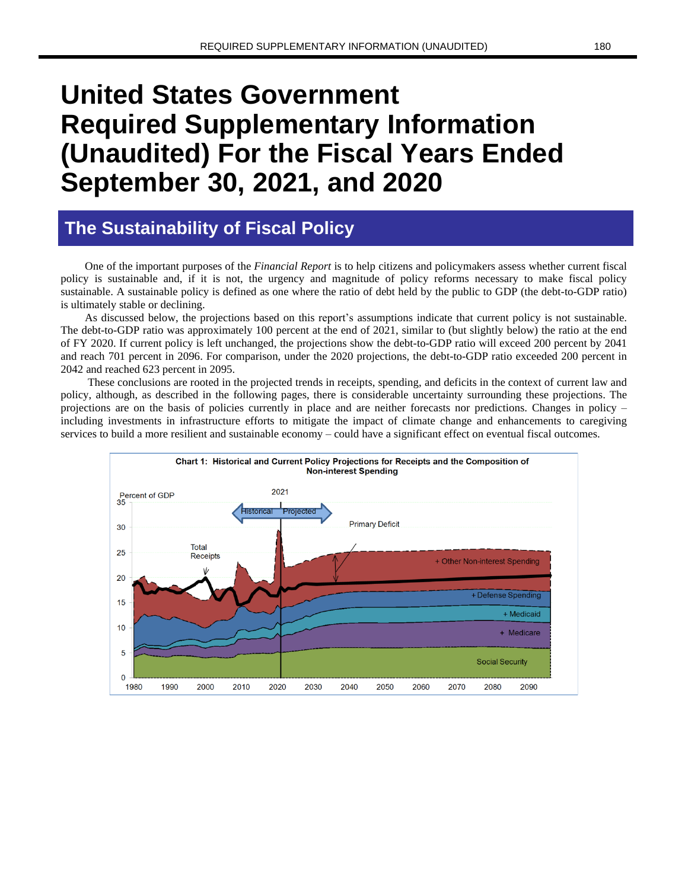# United States Government Required Supplementary Information (Unaudited) For the Fiscal Years Ended September 30, 2021, and 2020

## The Sustainability of Fiscal Policy

One of the important purposes of the *Financial Report* is to help citizens and policymakers assess whether current fiscal policy is sustainable and, if it is not, the urgency and magnitude of policy reforms necessary to make fiscal policy sustainable. A sustainable policy is defined as one where the ratio of debt held by the public to GDP (the debt-to-GDP ratio) is ultimately stable or declining.

As discussed below, the projections based on this report's assumptions indicate that current policy is not sustainable. The debt-to-GDP ratio was approximately 100 percent at the end of 2021, similar to (but slightly below) the ratio at the end of FY 2020. If current policy is left unchanged, the projections show the debt-to-GDP ratio will exceed 200 percent by 2041 and reach 701 percent in 2096. For comparison, under the 2020 projections, the debt-to-GDP ratio exceeded 200 percent in 2042 and reached 623 percent in 2095.

These conclusions are rooted in the projected trends in receipts, spending, and deficits in the context of current law and policy, although, as described in the following pages, there is considerable uncertainty surrounding these projections. The projections are on the basis of policies currently in place and are neither forecasts nor predictions. Changes in policy – including investments in infrastructure efforts to mitigate the impact of climate change and enhancements to caregiving services to build a more resilient and sustainable economy – could have a significant effect on eventual fiscal outcomes.

**Chart 1: Historical and Current Policy Projections for Receipts and the Composition of Non-interest Spending**

Percent of GDP
35
30
25
20
15
10
5
0
1980 1990 2000 2010 2020 2030 2040 2050 2060 2070 2080 2090
2021
Historical
Projected
Primary Deficit
Total Receipts
+ Other Non-interest Spending
+ Defense Spending
+ Medicaid
+ Medicare
Social Security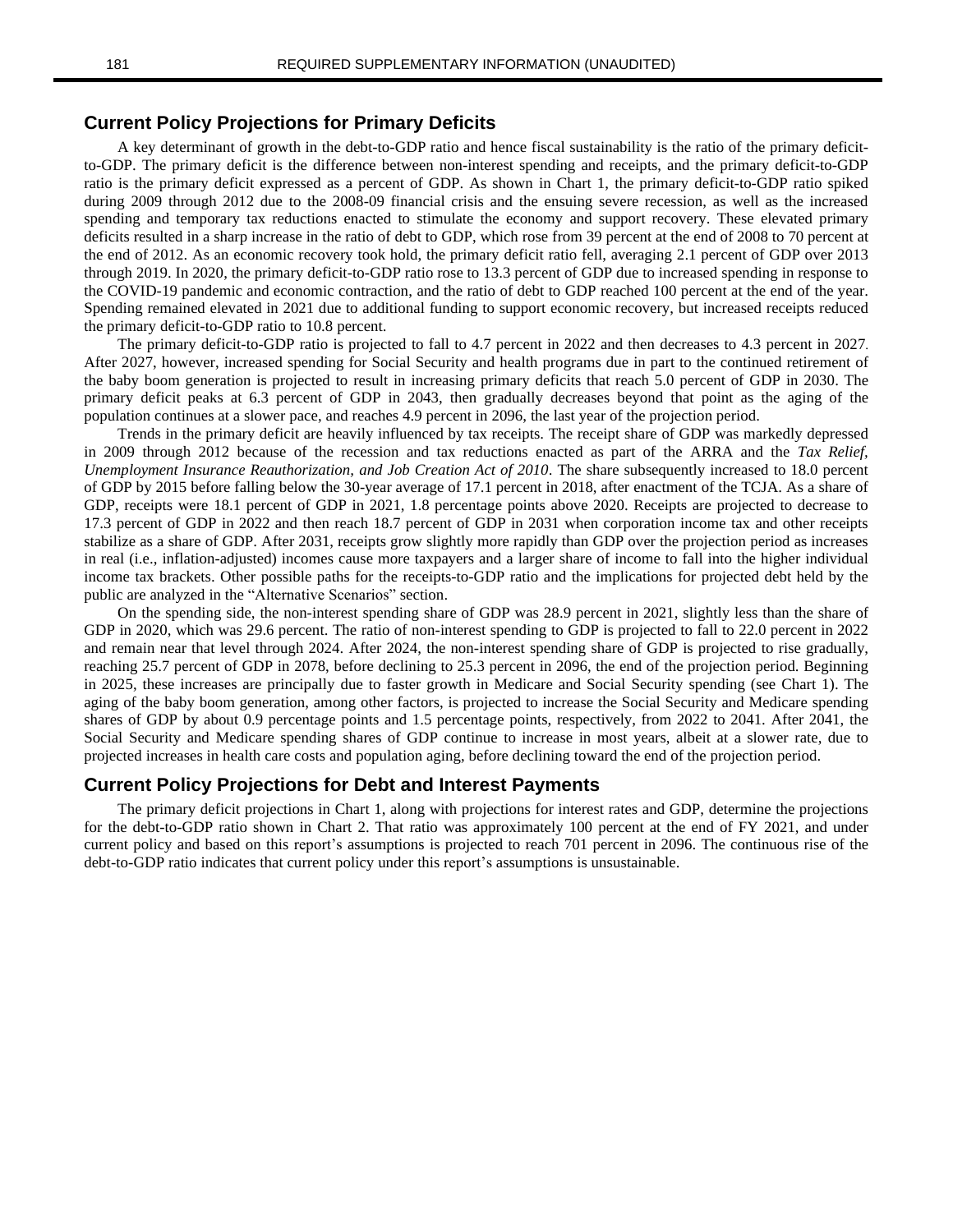## Current Policy Projections for Primary Deficits

A key determinant of growth in the debt-to-GDP ratio and hence fiscal sustainability is the ratio of the primary deficit-to-GDP. The primary deficit is the difference between non-interest spending and receipts, and the primary deficit-to-GDP ratio is the primary deficit expressed as a percent of GDP. As shown in Chart 1, the primary deficit-to-GDP ratio spiked during 2009 through 2012 due to the 2008-09 financial crisis and the ensuing severe recession, as well as the increased spending and temporary tax reductions enacted to stimulate the economy and support recovery. These elevated primary deficits resulted in a sharp increase in the ratio of debt to GDP, which rose from 39 percent at the end of 2008 to 70 percent at the end of 2012. As an economic recovery took hold, the primary deficit ratio fell, averaging 2.1 percent of GDP over 2013 through 2019. In 2020, the primary deficit-to-GDP ratio rose to 13.3 percent of GDP due to increased spending in response to the COVID-19 pandemic and economic contraction, and the ratio of debt to GDP reached 100 percent at the end of the year. Spending remained elevated in 2021 due to additional funding to support economic recovery, but increased receipts reduced the primary deficit-to-GDP ratio to 10.8 percent.

The primary deficit-to-GDP ratio is projected to fall to 4.7 percent in 2022 and then decreases to 4.3 percent in 2027. After 2027, however, increased spending for Social Security and health programs due in part to the continued retirement of the baby boom generation is projected to result in increasing primary deficits that reach 5.0 percent of GDP in 2030. The primary deficit peaks at 6.3 percent of GDP in 2043, then gradually decreases beyond that point as the aging of the population continues at a slower pace, and reaches 4.9 percent in 2096, the last year of the projection period.

Trends in the primary deficit are heavily influenced by tax receipts. The receipt share of GDP was markedly depressed in 2009 through 2012 because of the recession and tax reductions enacted as part of the ARRA and the *Tax Relief, Unemployment Insurance Reauthorization, and Job Creation Act of 2010*. The share subsequently increased to 18.0 percent of GDP by 2015 before falling below the 30-year average of 17.1 percent in 2018, after enactment of the TCJA. As a share of GDP, receipts were 18.1 percent of GDP in 2021, 1.8 percentage points above 2020. Receipts are projected to decrease to 17.3 percent of GDP in 2022 and then reach 18.7 percent of GDP in 2031 when corporation income tax and other receipts stabilize as a share of GDP. After 2031, receipts grow slightly more rapidly than GDP over the projection period as increases in real (i.e., inflation-adjusted) incomes cause more taxpayers and a larger share of income to fall into the higher individual income tax brackets. Other possible paths for the receipts-to-GDP ratio and the implications for projected debt held by the public are analyzed in the "Alternative Scenarios" section.

On the spending side, the non-interest spending share of GDP was 28.9 percent in 2021, slightly less than the share of GDP in 2020, which was 29.6 percent. The ratio of non-interest spending to GDP is projected to fall to 22.0 percent in 2022 and remain near that level through 2024. After 2024, the non-interest spending share of GDP is projected to rise gradually, reaching 25.7 percent of GDP in 2078, before declining to 25.3 percent in 2096, the end of the projection period. Beginning in 2025, these increases are principally due to faster growth in Medicare and Social Security spending (see Chart 1). The aging of the baby boom generation, among other factors, is projected to increase the Social Security and Medicare spending shares of GDP by about 0.9 percentage points and 1.5 percentage points, respectively, from 2022 to 2041. After 2041, the Social Security and Medicare spending shares of GDP continue to increase in most years, albeit at a slower rate, due to projected increases in health care costs and population aging, before declining toward the end of the projection period.

## Current Policy Projections for Debt and Interest Payments

The primary deficit projections in Chart 1, along with projections for interest rates and GDP, determine the projections for the debt-to-GDP ratio shown in Chart 2. That ratio was approximately 100 percent at the end of FY 2021, and under current policy and based on this report's assumptions is projected to reach 701 percent in 2096. The continuous rise of the debt-to-GDP ratio indicates that current policy under this report's assumptions is unsustainable.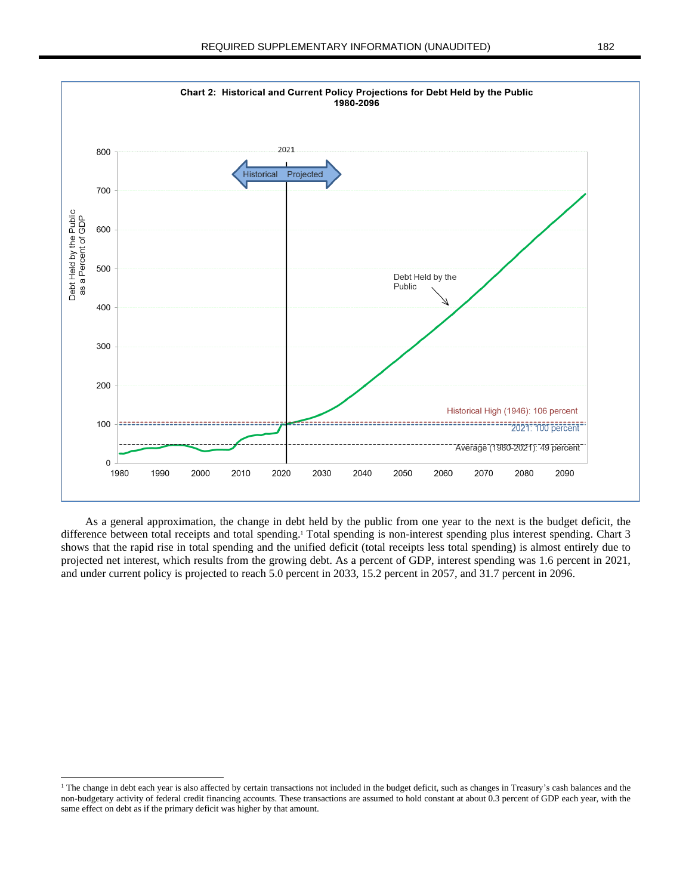**Chart 2: Historical and Current Policy Projections for Debt Held by the Public**
**1980-2096**

Debt Held by the Public as a Percent of GDP

800
700
600
500
400
300
200
100
0

1980 1990 2000 2010 2020 2030 2040 2050 2060 2070 2080 2090

2021

Historical Projected

Debt Held by the Public

Historical High (1946): 106 percent

2021: 100 percent

Average (1980-2021): 49 percent

As a general approximation, the change in debt held by the public from one year to the next is the budget deficit, the difference between total receipts and total spending.[1] Total spending is non-interest spending plus interest spending. Chart 3 shows that the rapid rise in total spending and the unified deficit (total receipts less total spending) is almost entirely due to projected net interest, which results from the growing debt. As a percent of GDP, interest spending was 1.6 percent in 2021, and under current policy is projected to reach 5.0 percent in 2033, 15.2 percent in 2057, and 31.7 percent in 2096.

[1] The change in debt each year is also affected by certain transactions not included in the budget deficit, such as changes in Treasury's cash balances and the non-budgetary activity of federal credit financing accounts. These transactions are assumed to hold constant at about 0.3 percent of GDP each year, with the same effect on debt as if the primary deficit was higher by that amount.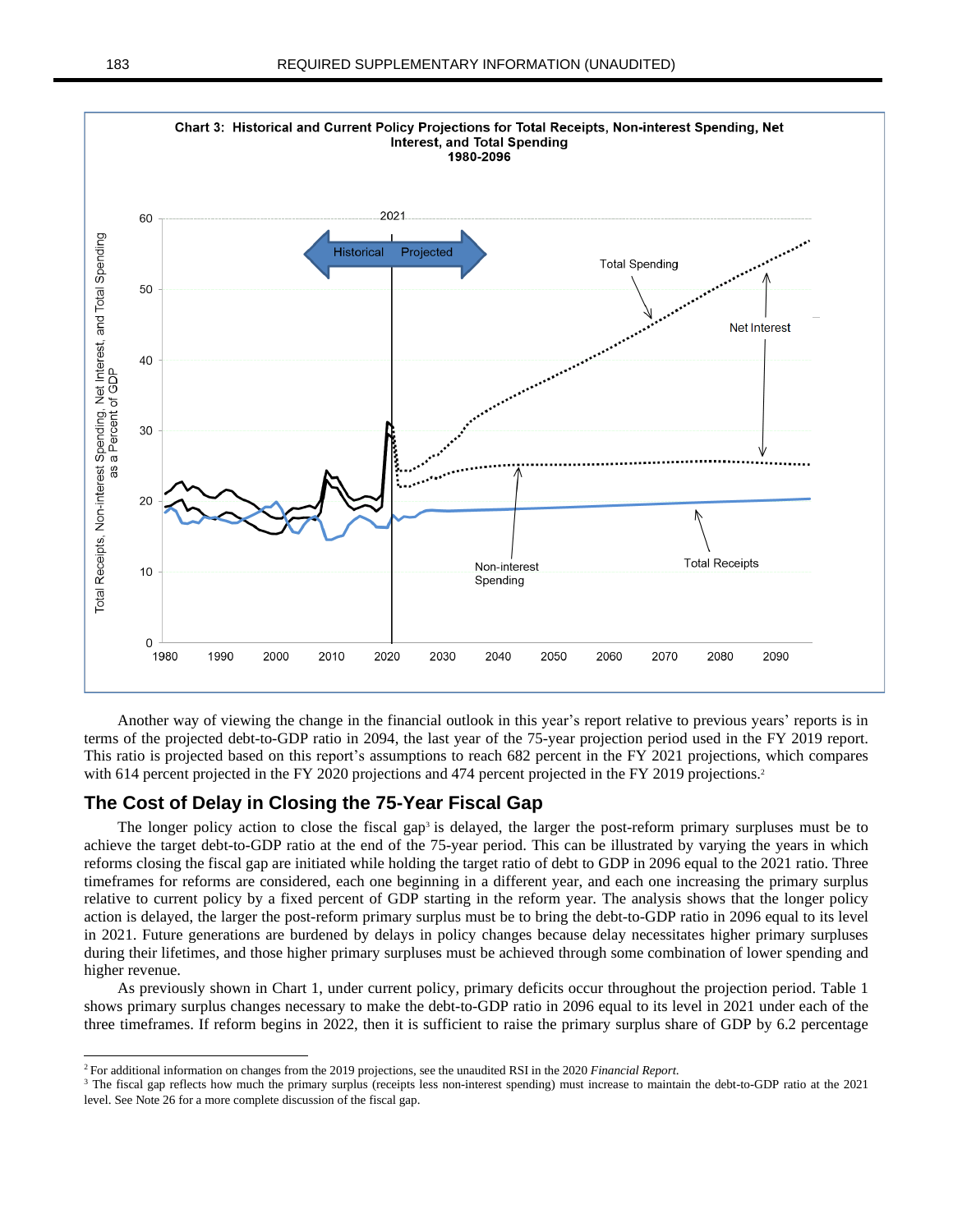Chart 3: Historical and Current Policy Projections for Total Receipts, Non-interest Spending, Net Interest, and Total Spending
1980-2096

Total Receipts, Non-interest Spending, Net Interest, and Total Spending as a Percent of GDP

60
50
40
30
20
10
0

1980 1990 2000 2010 2020 2030 2040 2050 2060 2070 2080 2090

2021
Historical
Projected
Total Spending
Net Interest
Non-interest Spending
Total Receipts

Another way of viewing the change in the financial outlook in this year's report relative to previous years' reports is in terms of the projected debt-to-GDP ratio in 2094, the last year of the 75-year projection period used in the FY 2019 report. This ratio is projected based on this report's assumptions to reach 682 percent in the FY 2021 projections, which compares with 614 percent projected in the FY 2020 projections and 474 percent projected in the FY 2019 projections.[2]

## The Cost of Delay in Closing the 75-Year Fiscal Gap

The longer policy action to close the fiscal gap[3] is delayed, the larger the post-reform primary surpluses must be to achieve the target debt-to-GDP ratio at the end of the 75-year period. This can be illustrated by varying the years in which reforms closing the fiscal gap are initiated while holding the target ratio of debt to GDP in 2096 equal to the 2021 ratio. Three timeframes for reforms are considered, each one beginning in a different year, and each one increasing the primary surplus relative to current policy by a fixed percent of GDP starting in the reform year. The analysis shows that the longer policy action is delayed, the larger the post-reform primary surplus must be to bring the debt-to-GDP ratio in 2096 equal to its level in 2021. Future generations are burdened by delays in policy changes because delay necessitates higher primary surpluses during their lifetimes, and those higher primary surpluses must be achieved through some combination of lower spending and higher revenue.

As previously shown in Chart 1, under current policy, primary deficits occur throughout the projection period. Table 1 shows primary surplus changes necessary to make the debt-to-GDP ratio in 2096 equal to its level in 2021 under each of the three timeframes. If reform begins in 2022, then it is sufficient to raise the primary surplus share of GDP by 6.2 percentage

[2] For additional information on changes from the 2019 projections, see the unaudited RSI in the 2020 *Financial Report*.

[3] The fiscal gap reflects how much the primary surplus (receipts less non-interest spending) must increase to maintain the debt-to-GDP ratio at the 2021 level. See Note 26 for a more complete discussion of the fiscal gap.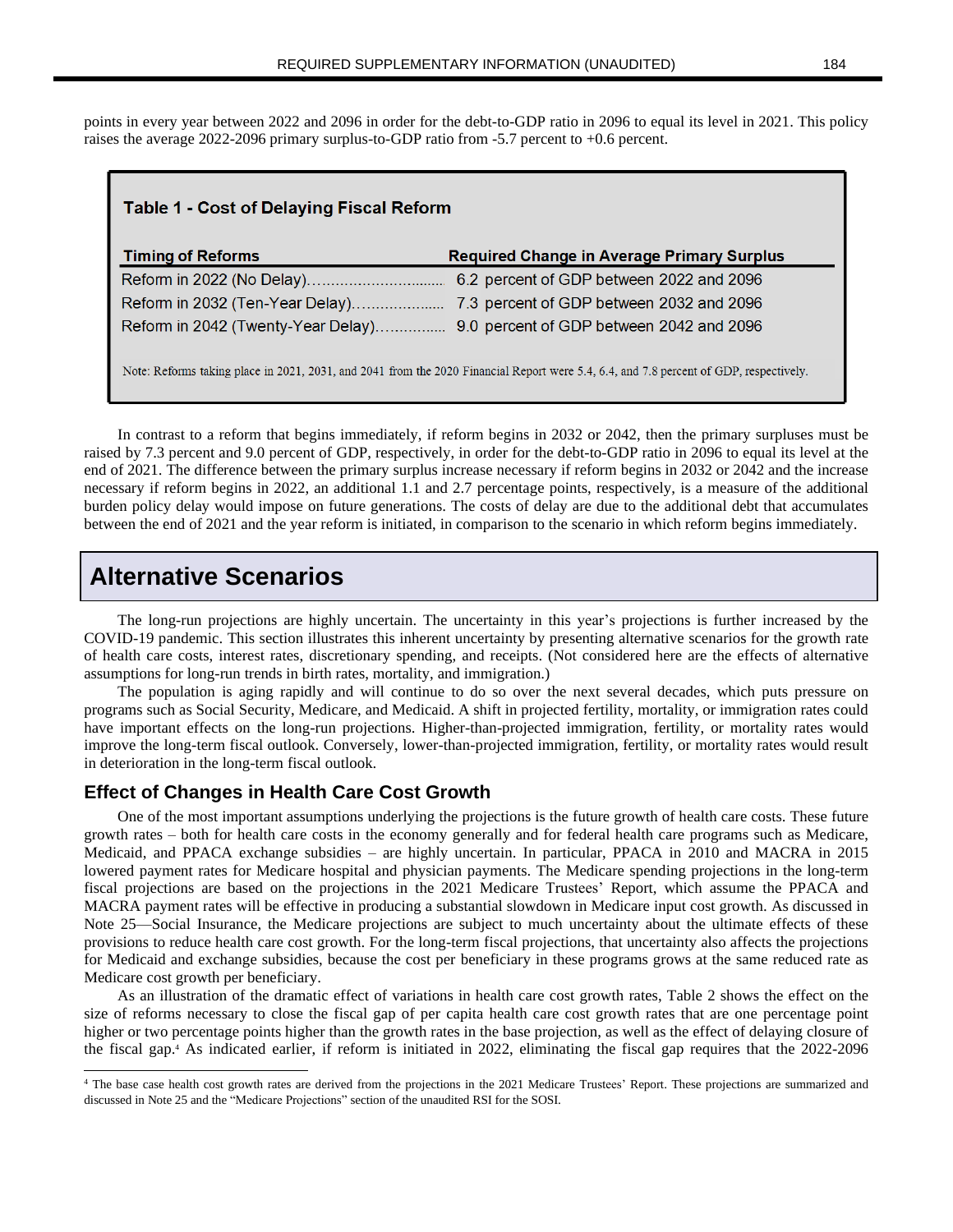points in every year between 2022 and 2096 in order for the debt-to-GDP ratio in 2096 to equal its level in 2021. This policy raises the average 2022-2096 primary surplus-to-GDP ratio from -5.7 percent to +0.6 percent.

**Table 1 - Cost of Delaying Fiscal Reform**

| Timing of Reforms | Required Change in Average Primary Surplus |
|---|---|
| Reform in 2022 (No Delay)……………………… | 6.2 percent of GDP between 2022 and 2096 |
| Reform in 2032 (Ten-Year Delay)……………… | 7.3 percent of GDP between 2032 and 2096 |
| Reform in 2042 (Twenty-Year Delay)…………… | 9.0 percent of GDP between 2042 and 2096 |

Note: Reforms taking place in 2021, 2031, and 2041 from the 2020 Financial Report were 5.4, 6.4, and 7.8 percent of GDP, respectively.

In contrast to a reform that begins immediately, if reform begins in 2032 or 2042, then the primary surpluses must be raised by 7.3 percent and 9.0 percent of GDP, respectively, in order for the debt-to-GDP ratio in 2096 to equal its level at the end of 2021. The difference between the primary surplus increase necessary if reform begins in 2032 or 2042 and the increase necessary if reform begins in 2022, an additional 1.1 and 2.7 percentage points, respectively, is a measure of the additional burden policy delay would impose on future generations. The costs of delay are due to the additional debt that accumulates between the end of 2021 and the year reform is initiated, in comparison to the scenario in which reform begins immediately.

## Alternative Scenarios

The long-run projections are highly uncertain. The uncertainty in this year's projections is further increased by the COVID-19 pandemic. This section illustrates this inherent uncertainty by presenting alternative scenarios for the growth rate of health care costs, interest rates, discretionary spending, and receipts. (Not considered here are the effects of alternative assumptions for long-run trends in birth rates, mortality, and immigration.)

The population is aging rapidly and will continue to do so over the next several decades, which puts pressure on programs such as Social Security, Medicare, and Medicaid. A shift in projected fertility, mortality, or immigration rates could have important effects on the long-run projections. Higher-than-projected immigration, fertility, or mortality rates would improve the long-term fiscal outlook. Conversely, lower-than-projected immigration, fertility, or mortality rates would result in deterioration in the long-term fiscal outlook.

### Effect of Changes in Health Care Cost Growth

One of the most important assumptions underlying the projections is the future growth of health care costs. These future growth rates – both for health care costs in the economy generally and for federal health care programs such as Medicare, Medicaid, and PPACA exchange subsidies – are highly uncertain. In particular, PPACA in 2010 and MACRA in 2015 lowered payment rates for Medicare hospital and physician payments. The Medicare spending projections in the long-term fiscal projections are based on the projections in the 2021 Medicare Trustees' Report, which assume the PPACA and MACRA payment rates will be effective in producing a substantial slowdown in Medicare input cost growth. As discussed in Note 25—Social Insurance, the Medicare projections are subject to much uncertainty about the ultimate effects of these provisions to reduce health care cost growth. For the long-term fiscal projections, that uncertainty also affects the projections for Medicaid and exchange subsidies, because the cost per beneficiary in these programs grows at the same reduced rate as Medicare cost growth per beneficiary.

As an illustration of the dramatic effect of variations in health care cost growth rates, Table 2 shows the effect on the size of reforms necessary to close the fiscal gap of per capita health care cost growth rates that are one percentage point higher or two percentage points higher than the growth rates in the base projection, as well as the effect of delaying closure of the fiscal gap.[4] As indicated earlier, if reform is initiated in 2022, eliminating the fiscal gap requires that the 2022-2096

[4] The base case health cost growth rates are derived from the projections in the 2021 Medicare Trustees' Report. These projections are summarized and discussed in Note 25 and the "Medicare Projections" section of the unaudited RSI for the SOSI.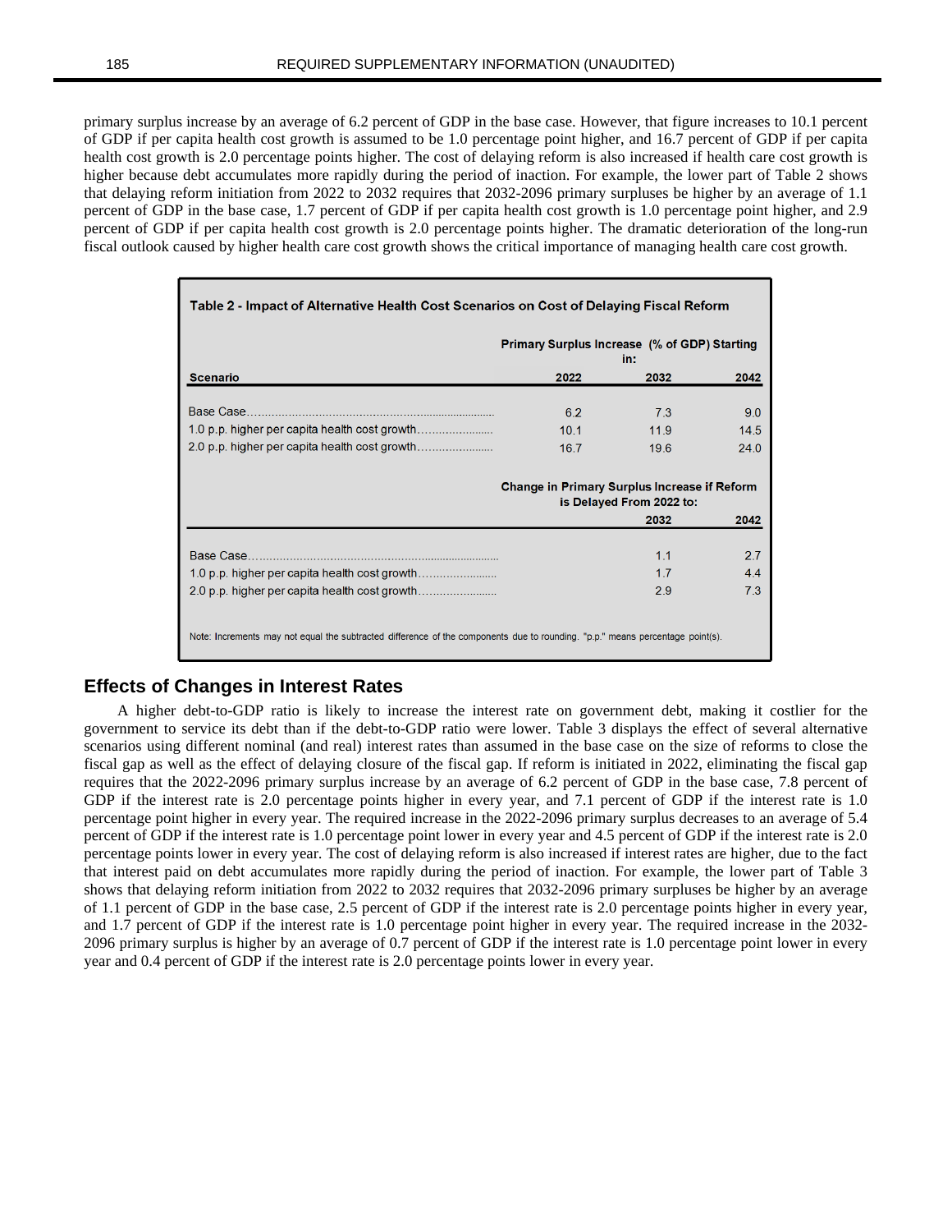primary surplus increase by an average of 6.2 percent of GDP in the base case. However, that figure increases to 10.1 percent of GDP if per capita health cost growth is assumed to be 1.0 percentage point higher, and 16.7 percent of GDP if per capita health cost growth is 2.0 percentage points higher. The cost of delaying reform is also increased if health care cost growth is higher because debt accumulates more rapidly during the period of inaction. For example, the lower part of Table 2 shows that delaying reform initiation from 2022 to 2032 requires that 2032-2096 primary surpluses be higher by an average of 1.1 percent of GDP in the base case, 1.7 percent of GDP if per capita health cost growth is 1.0 percentage point higher, and 2.9 percent of GDP if per capita health cost growth is 2.0 percentage points higher. The dramatic deterioration of the long-run fiscal outlook caused by higher health care cost growth shows the critical importance of managing health care cost growth.

**Table 2 - Impact of Alternative Health Cost Scenarios on Cost of Delaying Fiscal Reform**

| | Primary Surplus Increase (% of GDP) Starting in: | | |
|---|---|---|---|
| **Scenario** | **2022** | **2032** | **2042** |
| Base Case | 6.2 | 7.3 | 9.0 |
| 1.0 p.p. higher per capita health cost growth | 10.1 | 11.9 | 14.5 |
| 2.0 p.p. higher per capita health cost growth | 16.7 | 19.6 | 24.0 |

| | Change in Primary Surplus Increase if Reform is Delayed From 2022 to: | |
|---|---|---|
| | **2032** | **2042** |
| Base Case | 1.1 | 2.7 |
| 1.0 p.p. higher per capita health cost growth | 1.7 | 4.4 |
| 2.0 p.p. higher per capita health cost growth | 2.9 | 7.3 |

Note: Increments may not equal the subtracted difference of the components due to rounding. "p.p." means percentage point(s).

## Effects of Changes in Interest Rates

A higher debt-to-GDP ratio is likely to increase the interest rate on government debt, making it costlier for the government to service its debt than if the debt-to-GDP ratio were lower. Table 3 displays the effect of several alternative scenarios using different nominal (and real) interest rates than assumed in the base case on the size of reforms to close the fiscal gap as well as the effect of delaying closure of the fiscal gap. If reform is initiated in 2022, eliminating the fiscal gap requires that the 2022-2096 primary surplus increase by an average of 6.2 percent of GDP in the base case, 7.8 percent of GDP if the interest rate is 2.0 percentage points higher in every year, and 7.1 percent of GDP if the interest rate is 1.0 percentage point higher in every year. The required increase in the 2022-2096 primary surplus decreases to an average of 5.4 percent of GDP if the interest rate is 1.0 percentage point lower in every year and 4.5 percent of GDP if the interest rate is 2.0 percentage points lower in every year. The cost of delaying reform is also increased if interest rates are higher, due to the fact that interest paid on debt accumulates more rapidly during the period of inaction. For example, the lower part of Table 3 shows that delaying reform initiation from 2022 to 2032 requires that 2032-2096 primary surpluses be higher by an average of 1.1 percent of GDP in the base case, 2.5 percent of GDP if the interest rate is 2.0 percentage points higher in every year, and 1.7 percent of GDP if the interest rate is 1.0 percentage point higher in every year. The required increase in the 2032-2096 primary surplus is higher by an average of 0.7 percent of GDP if the interest rate is 1.0 percentage point lower in every year and 0.4 percent of GDP if the interest rate is 2.0 percentage points lower in every year.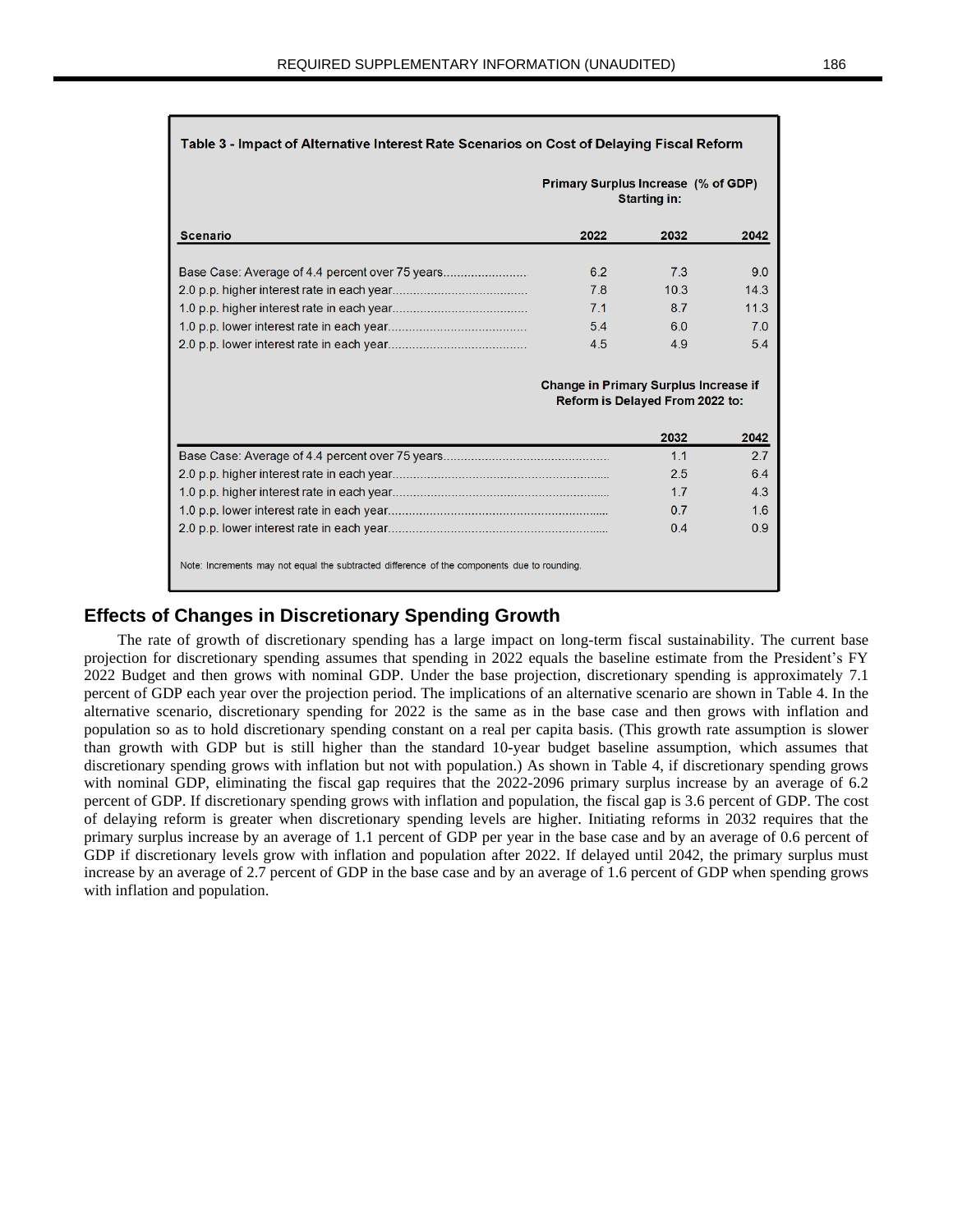**Table 3 - Impact of Alternative Interest Rate Scenarios on Cost of Delaying Fiscal Reform**

| Scenario | Primary Surplus Increase (% of GDP) Starting in: 2022 | 2032 | 2042 |
|---|---|---|---|
| Base Case: Average of 4.4 percent over 75 years | 6.2 | 7.3 | 9.0 |
| 2.0 p.p. higher interest rate in each year | 7.8 | 10.3 | 14.3 |
| 1.0 p.p. higher interest rate in each year | 7.1 | 8.7 | 11.3 |
| 1.0 p.p. lower interest rate in each year | 5.4 | 6.0 | 7.0 |
| 2.0 p.p. lower interest rate in each year | 4.5 | 4.9 | 5.4 |

| | Change in Primary Surplus Increase if Reform is Delayed From 2022 to: 2032 | 2042 |
|---|---|---|
| Base Case: Average of 4.4 percent over 75 years | 1.1 | 2.7 |
| 2.0 p.p. higher interest rate in each year | 2.5 | 6.4 |
| 1.0 p.p. higher interest rate in each year | 1.7 | 4.3 |
| 1.0 p.p. lower interest rate in each year | 0.7 | 1.6 |
| 2.0 p.p. lower interest rate in each year | 0.4 | 0.9 |

Note: Increments may not equal the subtracted difference of the components due to rounding.

## Effects of Changes in Discretionary Spending Growth

The rate of growth of discretionary spending has a large impact on long-term fiscal sustainability. The current base projection for discretionary spending assumes that spending in 2022 equals the baseline estimate from the President's FY 2022 Budget and then grows with nominal GDP. Under the base projection, discretionary spending is approximately 7.1 percent of GDP each year over the projection period. The implications of an alternative scenario are shown in Table 4. In the alternative scenario, discretionary spending for 2022 is the same as in the base case and then grows with inflation and population so as to hold discretionary spending constant on a real per capita basis. (This growth rate assumption is slower than growth with GDP but is still higher than the standard 10-year budget baseline assumption, which assumes that discretionary spending grows with inflation but not with population.) As shown in Table 4, if discretionary spending grows with nominal GDP, eliminating the fiscal gap requires that the 2022-2096 primary surplus increase by an average of 6.2 percent of GDP. If discretionary spending grows with inflation and population, the fiscal gap is 3.6 percent of GDP. The cost of delaying reform is greater when discretionary spending levels are higher. Initiating reforms in 2032 requires that the primary surplus increase by an average of 1.1 percent of GDP per year in the base case and by an average of 0.6 percent of GDP if discretionary levels grow with inflation and population after 2022. If delayed until 2042, the primary surplus must increase by an average of 2.7 percent of GDP in the base case and by an average of 1.6 percent of GDP when spending grows with inflation and population.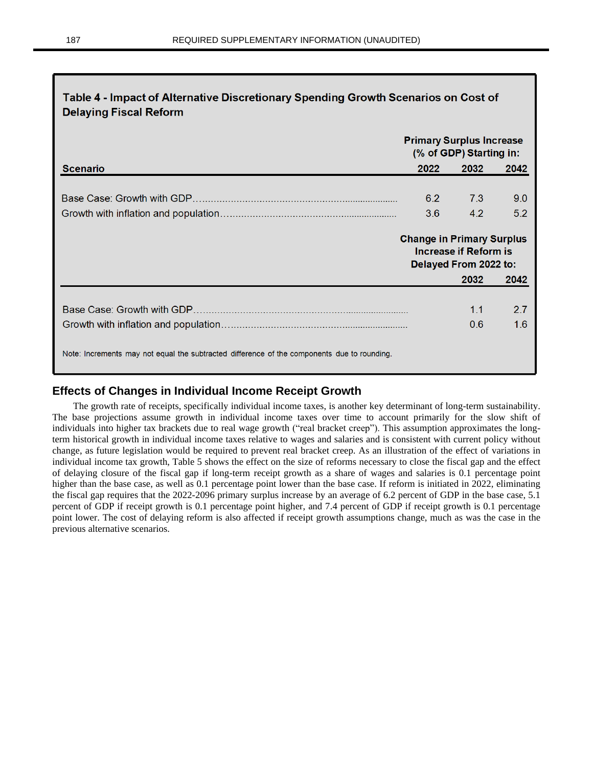**Table 4 - Impact of Alternative Discretionary Spending Growth Scenarios on Cost of Delaying Fiscal Reform**

| Scenario | Primary Surplus Increase (% of GDP) Starting in: 2022 | 2032 | 2042 |
|---|---|---|---|
| Base Case: Growth with GDP | 6.2 | 7.3 | 9.0 |
| Growth with inflation and population | 3.6 | 4.2 | 5.2 |

| | Change in Primary Surplus Increase if Reform is Delayed From 2022 to: 2032 | 2042 |
|---|---|---|
| Base Case: Growth with GDP | 1.1 | 2.7 |
| Growth with inflation and population | 0.6 | 1.6 |

Note: Increments may not equal the subtracted difference of the components due to rounding.

## Effects of Changes in Individual Income Receipt Growth

The growth rate of receipts, specifically individual income taxes, is another key determinant of long-term sustainability. The base projections assume growth in individual income taxes over time to account primarily for the slow shift of individuals into higher tax brackets due to real wage growth ("real bracket creep"). This assumption approximates the long-term historical growth in individual income taxes relative to wages and salaries and is consistent with current policy without change, as future legislation would be required to prevent real bracket creep. As an illustration of the effect of variations in individual income tax growth, Table 5 shows the effect on the size of reforms necessary to close the fiscal gap and the effect of delaying closure of the fiscal gap if long-term receipt growth as a share of wages and salaries is 0.1 percentage point higher than the base case, as well as 0.1 percentage point lower than the base case. If reform is initiated in 2022, eliminating the fiscal gap requires that the 2022-2096 primary surplus increase by an average of 6.2 percent of GDP in the base case, 5.1 percent of GDP if receipt growth is 0.1 percentage point higher, and 7.4 percent of GDP if receipt growth is 0.1 percentage point lower. The cost of delaying reform is also affected if receipt growth assumptions change, much as was the case in the previous alternative scenarios.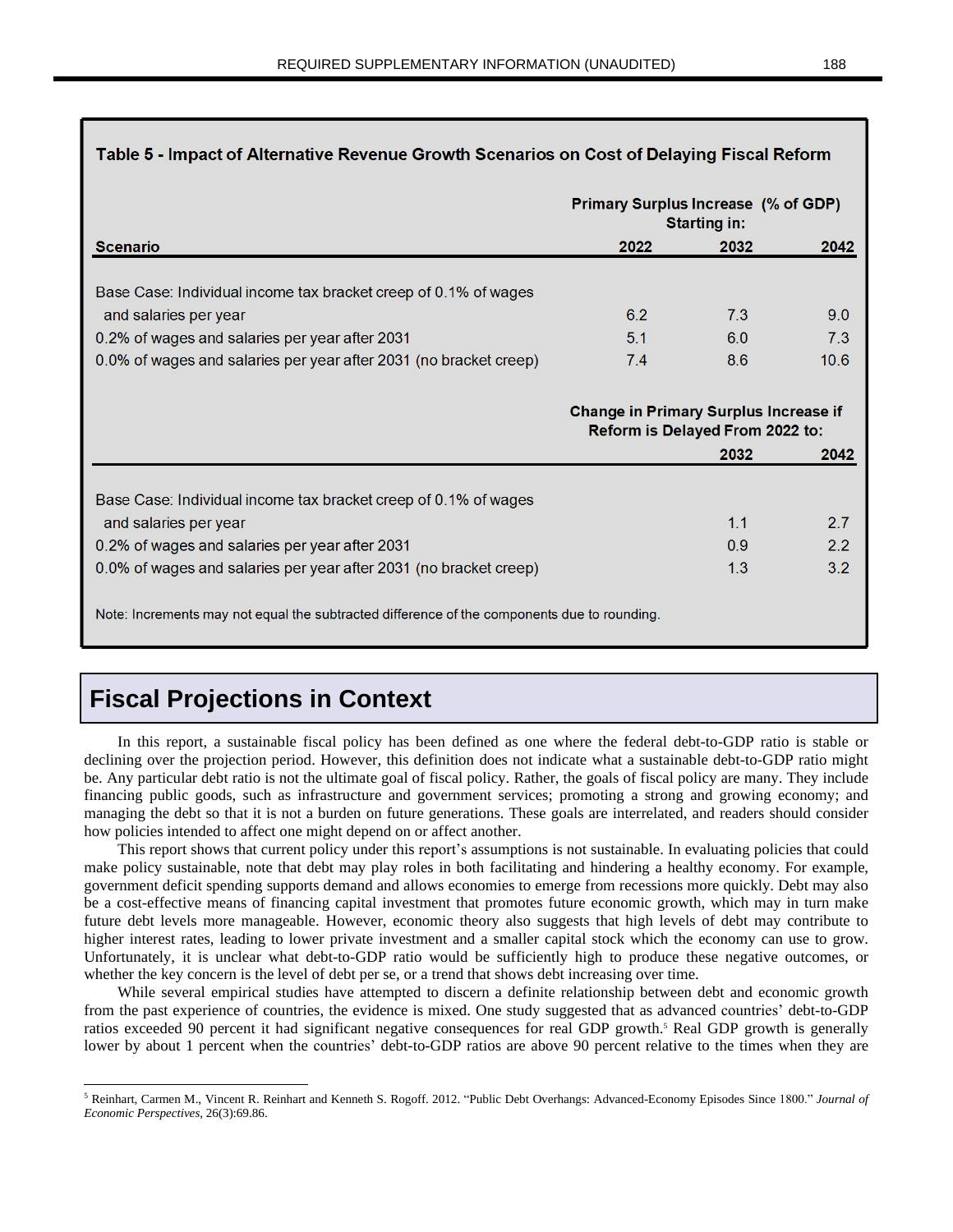**Table 5 - Impact of Alternative Revenue Growth Scenarios on Cost of Delaying Fiscal Reform**

| Scenario | Primary Surplus Increase (% of GDP) Starting in: 2022 | 2032 | 2042 |
|---|---|---|---|
| Base Case: Individual income tax bracket creep of 0.1% of wages and salaries per year | 6.2 | 7.3 | 9.0 |
| 0.2% of wages and salaries per year after 2031 | 5.1 | 6.0 | 7.3 |
| 0.0% of wages and salaries per year after 2031 (no bracket creep) | 7.4 | 8.6 | 10.6 |

| Scenario | Change in Primary Surplus Increase if Reform is Delayed From 2022 to: 2032 | 2042 |
|---|---|---|
| Base Case: Individual income tax bracket creep of 0.1% of wages and salaries per year | 1.1 | 2.7 |
| 0.2% of wages and salaries per year after 2031 | 0.9 | 2.2 |
| 0.0% of wages and salaries per year after 2031 (no bracket creep) | 1.3 | 3.2 |

Note: Increments may not equal the subtracted difference of the components due to rounding.

## Fiscal Projections in Context

In this report, a sustainable fiscal policy has been defined as one where the federal debt-to-GDP ratio is stable or declining over the projection period. However, this definition does not indicate what a sustainable debt-to-GDP ratio might be. Any particular debt ratio is not the ultimate goal of fiscal policy. Rather, the goals of fiscal policy are many. They include financing public goods, such as infrastructure and government services; promoting a strong and growing economy; and managing the debt so that it is not a burden on future generations. These goals are interrelated, and readers should consider how policies intended to affect one might depend on or affect another.

This report shows that current policy under this report's assumptions is not sustainable. In evaluating policies that could make policy sustainable, note that debt may play roles in both facilitating and hindering a healthy economy. For example, government deficit spending supports demand and allows economies to emerge from recessions more quickly. Debt may also be a cost-effective means of financing capital investment that promotes future economic growth, which may in turn make future debt levels more manageable. However, economic theory also suggests that high levels of debt may contribute to higher interest rates, leading to lower private investment and a smaller capital stock which the economy can use to grow. Unfortunately, it is unclear what debt-to-GDP ratio would be sufficiently high to produce these negative outcomes, or whether the key concern is the level of debt per se, or a trend that shows debt increasing over time.

While several empirical studies have attempted to discern a definite relationship between debt and economic growth from the past experience of countries, the evidence is mixed. One study suggested that as advanced countries' debt-to-GDP ratios exceeded 90 percent it had significant negative consequences for real GDP growth.[5] Real GDP growth is generally lower by about 1 percent when the countries' debt-to-GDP ratios are above 90 percent relative to the times when they are

[5] Reinhart, Carmen M., Vincent R. Reinhart and Kenneth S. Rogoff. 2012. "Public Debt Overhangs: Advanced-Economy Episodes Since 1800." *Journal of Economic Perspectives*, 26(3):69.86.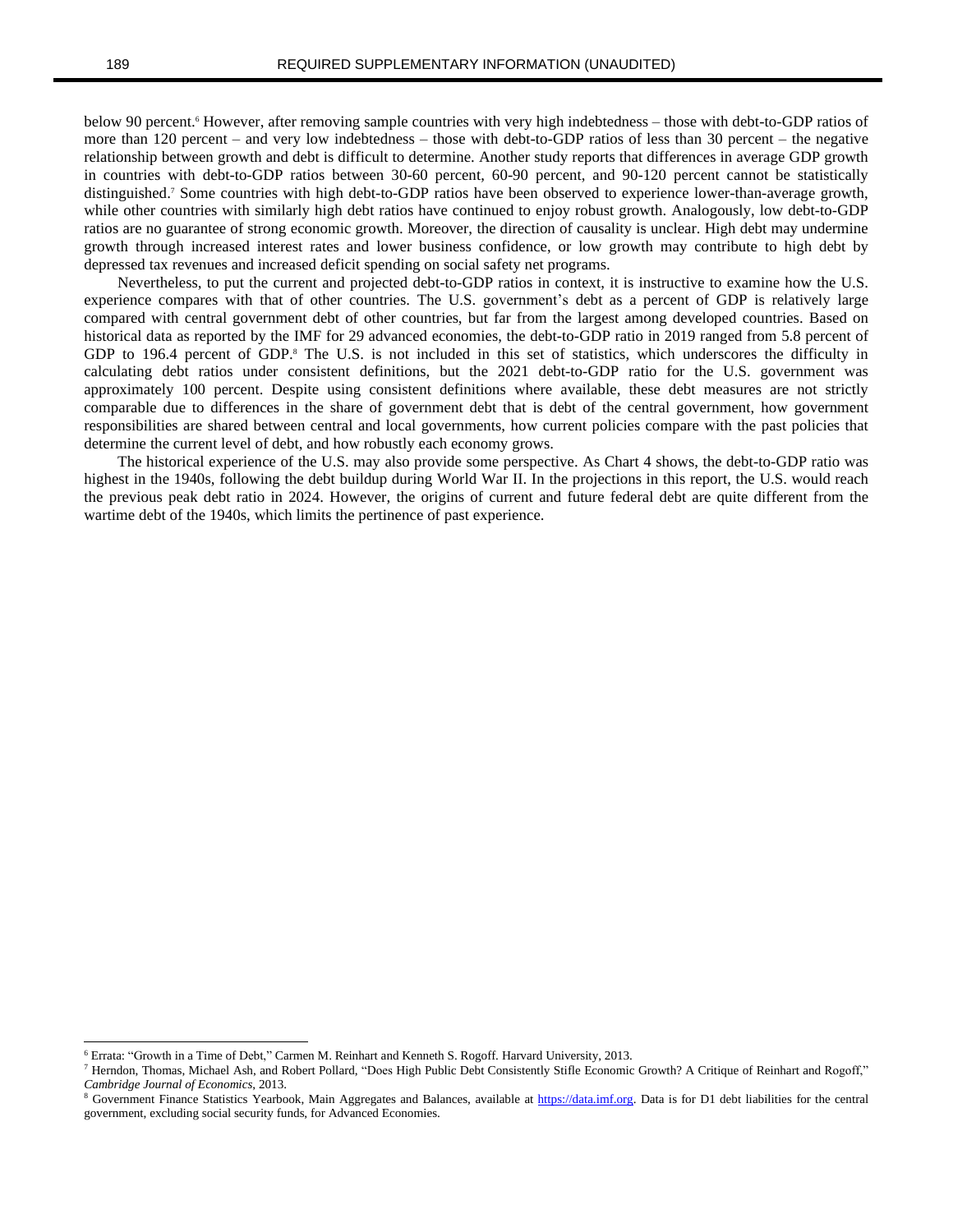below 90 percent.[6] However, after removing sample countries with very high indebtedness – those with debt-to-GDP ratios of more than 120 percent – and very low indebtedness – those with debt-to-GDP ratios of less than 30 percent – the negative relationship between growth and debt is difficult to determine. Another study reports that differences in average GDP growth in countries with debt-to-GDP ratios between 30-60 percent, 60-90 percent, and 90-120 percent cannot be statistically distinguished.[7] Some countries with high debt-to-GDP ratios have been observed to experience lower-than-average growth, while other countries with similarly high debt ratios have continued to enjoy robust growth. Analogously, low debt-to-GDP ratios are no guarantee of strong economic growth. Moreover, the direction of causality is unclear. High debt may undermine growth through increased interest rates and lower business confidence, or low growth may contribute to high debt by depressed tax revenues and increased deficit spending on social safety net programs.

Nevertheless, to put the current and projected debt-to-GDP ratios in context, it is instructive to examine how the U.S. experience compares with that of other countries. The U.S. government's debt as a percent of GDP is relatively large compared with central government debt of other countries, but far from the largest among developed countries. Based on historical data as reported by the IMF for 29 advanced economies, the debt-to-GDP ratio in 2019 ranged from 5.8 percent of GDP to 196.4 percent of GDP.[8] The U.S. is not included in this set of statistics, which underscores the difficulty in calculating debt ratios under consistent definitions, but the 2021 debt-to-GDP ratio for the U.S. government was approximately 100 percent. Despite using consistent definitions where available, these debt measures are not strictly comparable due to differences in the share of government debt that is debt of the central government, how government responsibilities are shared between central and local governments, how current policies compare with the past policies that determine the current level of debt, and how robustly each economy grows.

The historical experience of the U.S. may also provide some perspective. As Chart 4 shows, the debt-to-GDP ratio was highest in the 1940s, following the debt buildup during World War II. In the projections in this report, the U.S. would reach the previous peak debt ratio in 2024. However, the origins of current and future federal debt are quite different from the wartime debt of the 1940s, which limits the pertinence of past experience.

---

[6] Errata: "Growth in a Time of Debt," Carmen M. Reinhart and Kenneth S. Rogoff. Harvard University, 2013.

[7] Herndon, Thomas, Michael Ash, and Robert Pollard, "Does High Public Debt Consistently Stifle Economic Growth? A Critique of Reinhart and Rogoff," *Cambridge Journal of Economics*, 2013.

[8] Government Finance Statistics Yearbook, Main Aggregates and Balances, available at https://data.imf.org. Data is for D1 debt liabilities for the central government, excluding social security funds, for Advanced Economies.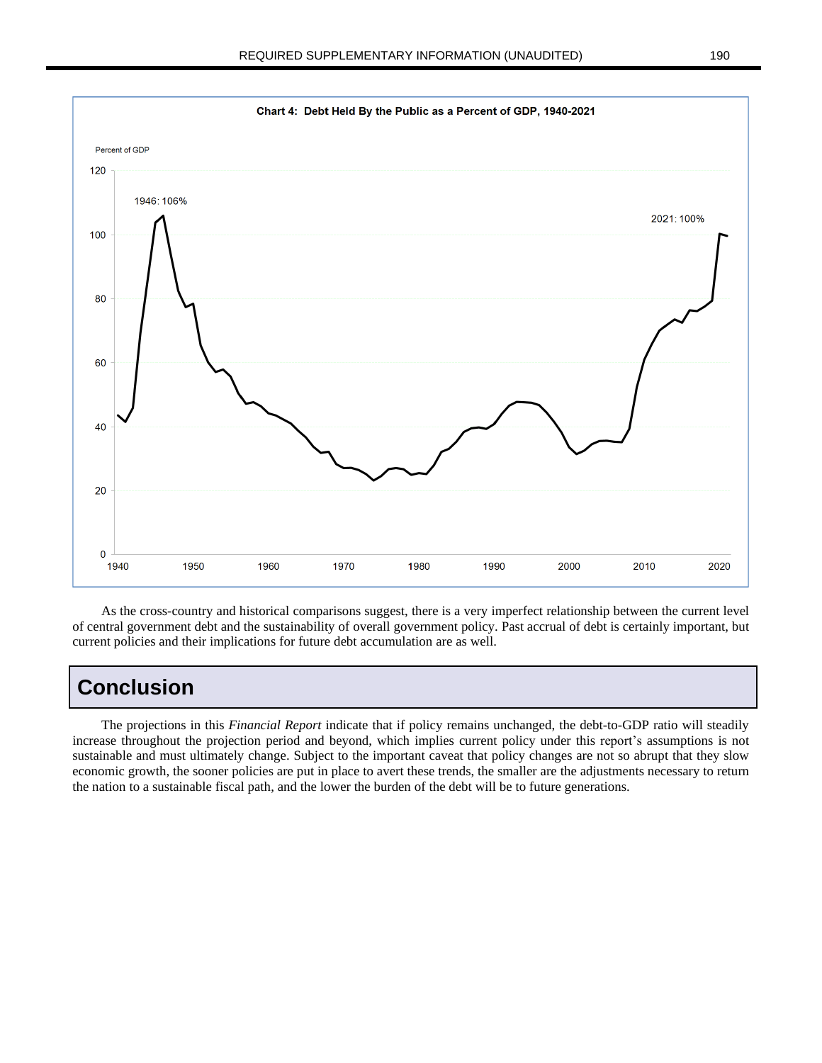Chart 4: Debt Held By the Public as a Percent of GDP, 1940-2021

Percent of GDP

120
100
80
60
40
20
0

1940
1950
1960
1970
1980
1990
2000
2010
2020

1946: 106%

2021: 100%

As the cross-country and historical comparisons suggest, there is a very imperfect relationship between the current level of central government debt and the sustainability of overall government policy. Past accrual of debt is certainly important, but current policies and their implications for future debt accumulation are as well.

# Conclusion

The projections in this *Financial Report* indicate that if policy remains unchanged, the debt-to-GDP ratio will steadily increase throughout the projection period and beyond, which implies current policy under this report's assumptions is not sustainable and must ultimately change. Subject to the important caveat that policy changes are not so abrupt that they slow economic growth, the sooner policies are put in place to avert these trends, the smaller are the adjustments necessary to return the nation to a sustainable fiscal path, and the lower the burden of the debt will be to future generations.